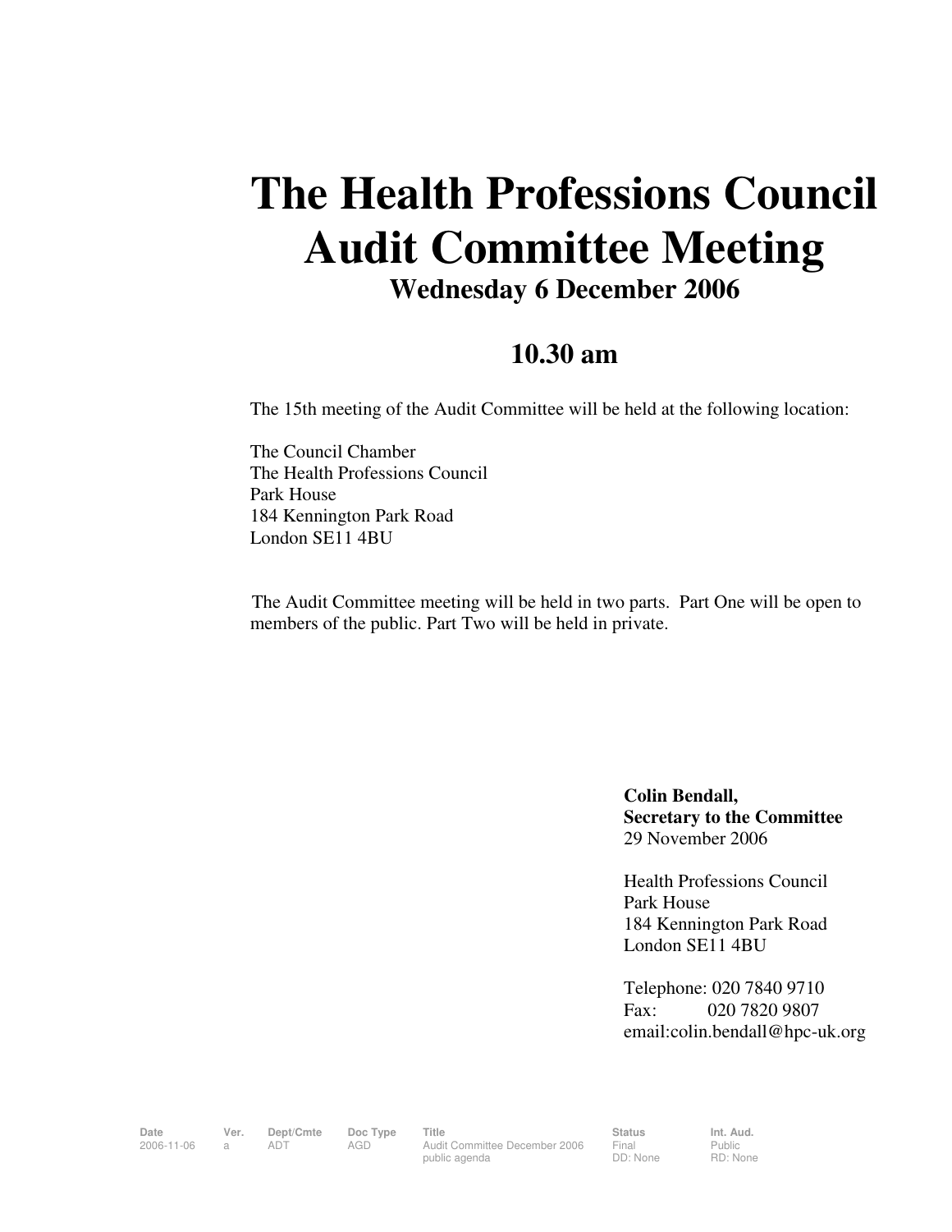# The Health Professions Council Audit Committee Meeting

## Wednesday 6 December 2006

## 10.30 am

The 15th meeting of the Audit Committee will be held at the following location:

The Council Chamber
The Health Professions Council
Park House
184 Kennington Park Road
London SE11 4BU

The Audit Committee meeting will be held in two parts. Part One will be open to members of the public. Part Two will be held in private.

**Colin Bendall,**
**Secretary to the Committee**
29 November 2006

Health Professions Council
Park House
184 Kennington Park Road
London SE11 4BU

Telephone: 020 7840 9710
Fax: 020 7820 9807
email:colin.bendall@hpc-uk.org

| Date | Ver. | Dept/Cmte | Doc Type | Title | Status | Int. Aud. |
|---|---|---|---|---|---|---|
| 2006-11-06 | a | ADT | AGD | Audit Committee December 2006 public agenda | Final DD: None | Public RD: None |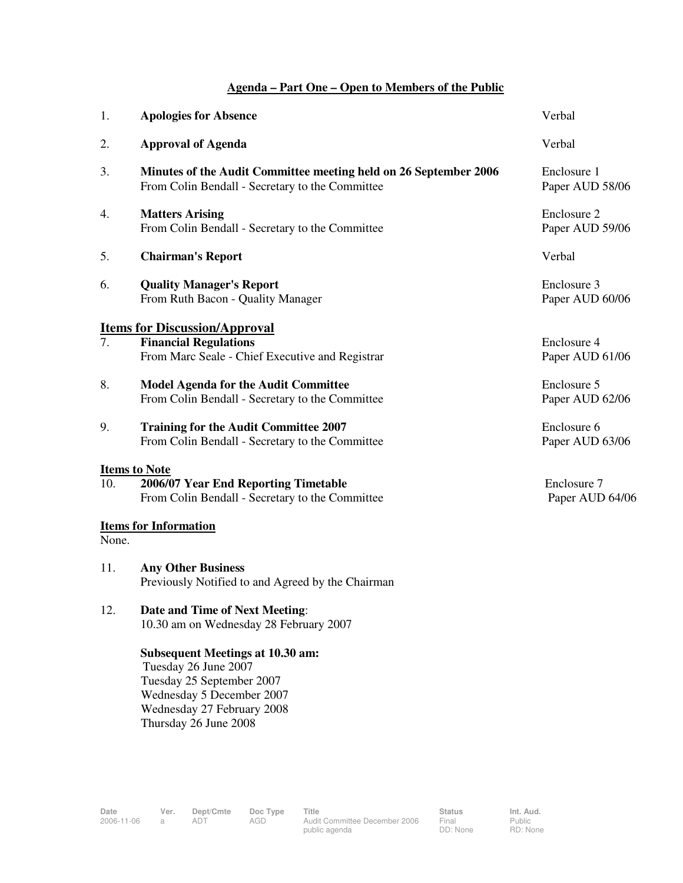## Agenda – Part One – Open to Members of the Public

| | | |
|---|---|---|
| 1. | **Apologies for Absence** | Verbal |
| 2. | **Approval of Agenda** | Verbal |
| 3. | **Minutes of the Audit Committee meeting held on 26 September 2006**<br>From Colin Bendall - Secretary to the Committee | Enclosure 1<br>Paper AUD 58/06 |
| 4. | **Matters Arising**<br>From Colin Bendall - Secretary to the Committee | Enclosure 2<br>Paper AUD 59/06 |
| 5. | **Chairman's Report** | Verbal |
| 6. | **Quality Manager's Report**<br>From Ruth Bacon - Quality Manager | Enclosure 3<br>Paper AUD 60/06 |

### Items for Discussion/Approval

| | | |
|---|---|---|
| 7. | **Financial Regulations**<br>From Marc Seale - Chief Executive and Registrar | Enclosure 4<br>Paper AUD 61/06 |
| 8. | **Model Agenda for the Audit Committee**<br>From Colin Bendall - Secretary to the Committee | Enclosure 5<br>Paper AUD 62/06 |
| 9. | **Training for the Audit Committee 2007**<br>From Colin Bendall - Secretary to the Committee | Enclosure 6<br>Paper AUD 63/06 |

### Items to Note

| | | |
|---|---|---|
| 10. | **2006/07 Year End Reporting Timetable**<br>From Colin Bendall - Secretary to the Committee | Enclosure 7<br>Paper AUD 64/06 |

### Items for Information

None.

11. **Any Other Business**
    Previously Notified to and Agreed by the Chairman

12. **Date and Time of Next Meeting**:
    10.30 am on Wednesday 28 February 2007

    **Subsequent Meetings at 10.30 am:**
    Tuesday 26 June 2007
    Tuesday 25 September 2007
    Wednesday 5 December 2007
    Wednesday 27 February 2008
    Thursday 26 June 2008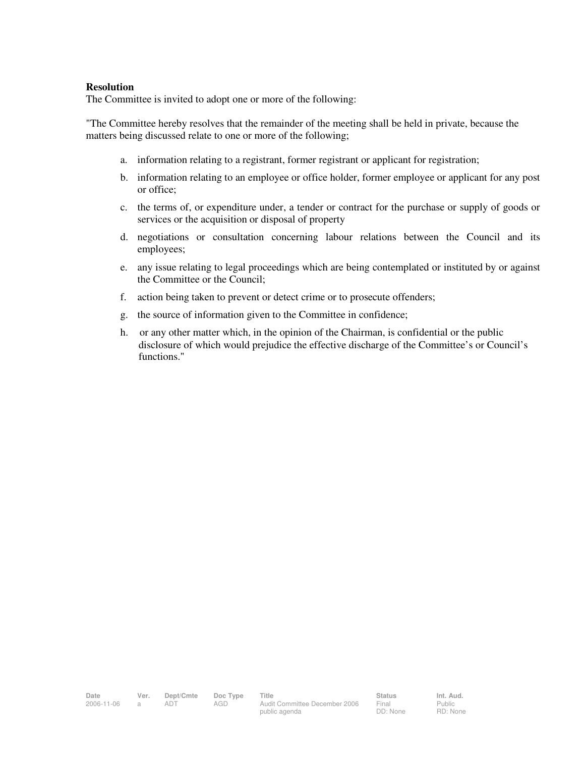**Resolution**

The Committee is invited to adopt one or more of the following:

"The Committee hereby resolves that the remainder of the meeting shall be held in private, because the matters being discussed relate to one or more of the following;

a. information relating to a registrant, former registrant or applicant for registration;

b. information relating to an employee or office holder, former employee or applicant for any post or office;

c. the terms of, or expenditure under, a tender or contract for the purchase or supply of goods or services or the acquisition or disposal of property

d. negotiations or consultation concerning labour relations between the Council and its employees;

e. any issue relating to legal proceedings which are being contemplated or instituted by or against the Committee or the Council;

f. action being taken to prevent or detect crime or to prosecute offenders;

g. the source of information given to the Committee in confidence;

h. or any other matter which, in the opinion of the Chairman, is confidential or the public disclosure of which would prejudice the effective discharge of the Committee's or Council's functions."